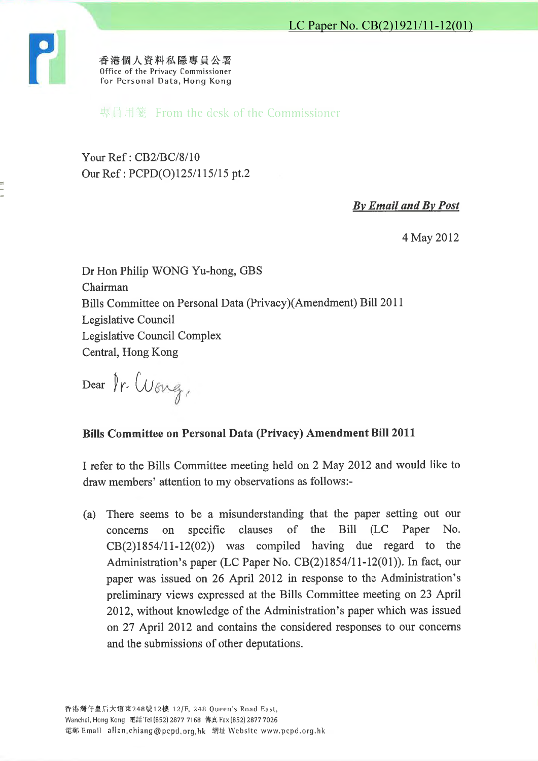LC Paper No. CB(2)1921/11-12(01)

香港個人資料私隱專員公署
Office of the Privacy Commissioner
for Personal Data, Hong Kong

專員用箋 From the desk of the Commissioner

Your Ref : CB2/BC/8/10
Our Ref : PCPD(O)125/115/15 pt.2

***By Email and By Post***

4 May 2012

Dr Hon Philip WONG Yu-hong, GBS
Chairman
Bills Committee on Personal Data (Privacy)(Amendment) Bill 2011
Legislative Council
Legislative Council Complex
Central, Hong Kong

Dear Dr. Wong,

**Bills Committee on Personal Data (Privacy) Amendment Bill 2011**

I refer to the Bills Committee meeting held on 2 May 2012 and would like to draw members' attention to my observations as follows:-

(a) There seems to be a misunderstanding that the paper setting out our concerns on specific clauses of the Bill (LC Paper No. CB(2)1854/11-12(02)) was compiled having due regard to the Administration's paper (LC Paper No. CB(2)1854/11-12(01)). In fact, our paper was issued on 26 April 2012 in response to the Administration's preliminary views expressed at the Bills Committee meeting on 23 April 2012, without knowledge of the Administration's paper which was issued on 27 April 2012 and contains the considered responses to our concerns and the submissions of other deputations.

香港灣仔皇后大道東248號12樓 12/F, 248 Queen's Road East,
Wanchai, Hong Kong 電話 Tel (852) 2877 7168 傳真 Fax (852) 2877 7026
電郵 Email allan.chiang@pcpd.org.hk 網址 Website www.pcpd.org.hk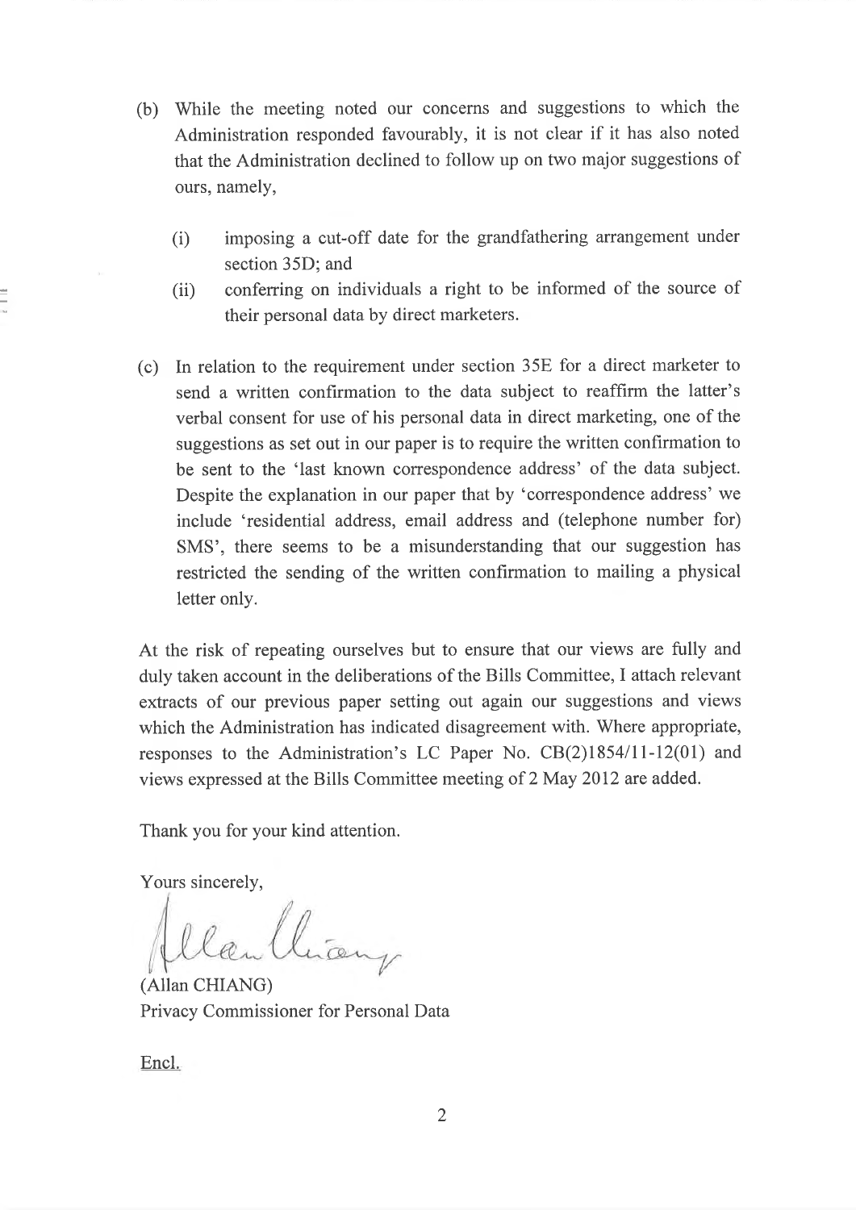(b) While the meeting noted our concerns and suggestions to which the Administration responded favourably, it is not clear if it has also noted that the Administration declined to follow up on two major suggestions of ours, namely,

   (i) imposing a cut-off date for the grandfathering arrangement under section 35D; and

   (ii) conferring on individuals a right to be informed of the source of their personal data by direct marketers.

(c) In relation to the requirement under section 35E for a direct marketer to send a written confirmation to the data subject to reaffirm the latter's verbal consent for use of his personal data in direct marketing, one of the suggestions as set out in our paper is to require the written confirmation to be sent to the 'last known correspondence address' of the data subject. Despite the explanation in our paper that by 'correspondence address' we include 'residential address, email address and (telephone number for) SMS', there seems to be a misunderstanding that our suggestion has restricted the sending of the written confirmation to mailing a physical letter only.

At the risk of repeating ourselves but to ensure that our views are fully and duly taken account in the deliberations of the Bills Committee, I attach relevant extracts of our previous paper setting out again our suggestions and views which the Administration has indicated disagreement with. Where appropriate, responses to the Administration's LC Paper No. CB(2)1854/11-12(01) and views expressed at the Bills Committee meeting of 2 May 2012 are added.

Thank you for your kind attention.

Yours sincerely,

(Allan CHIANG)
Privacy Commissioner for Personal Data

Encl.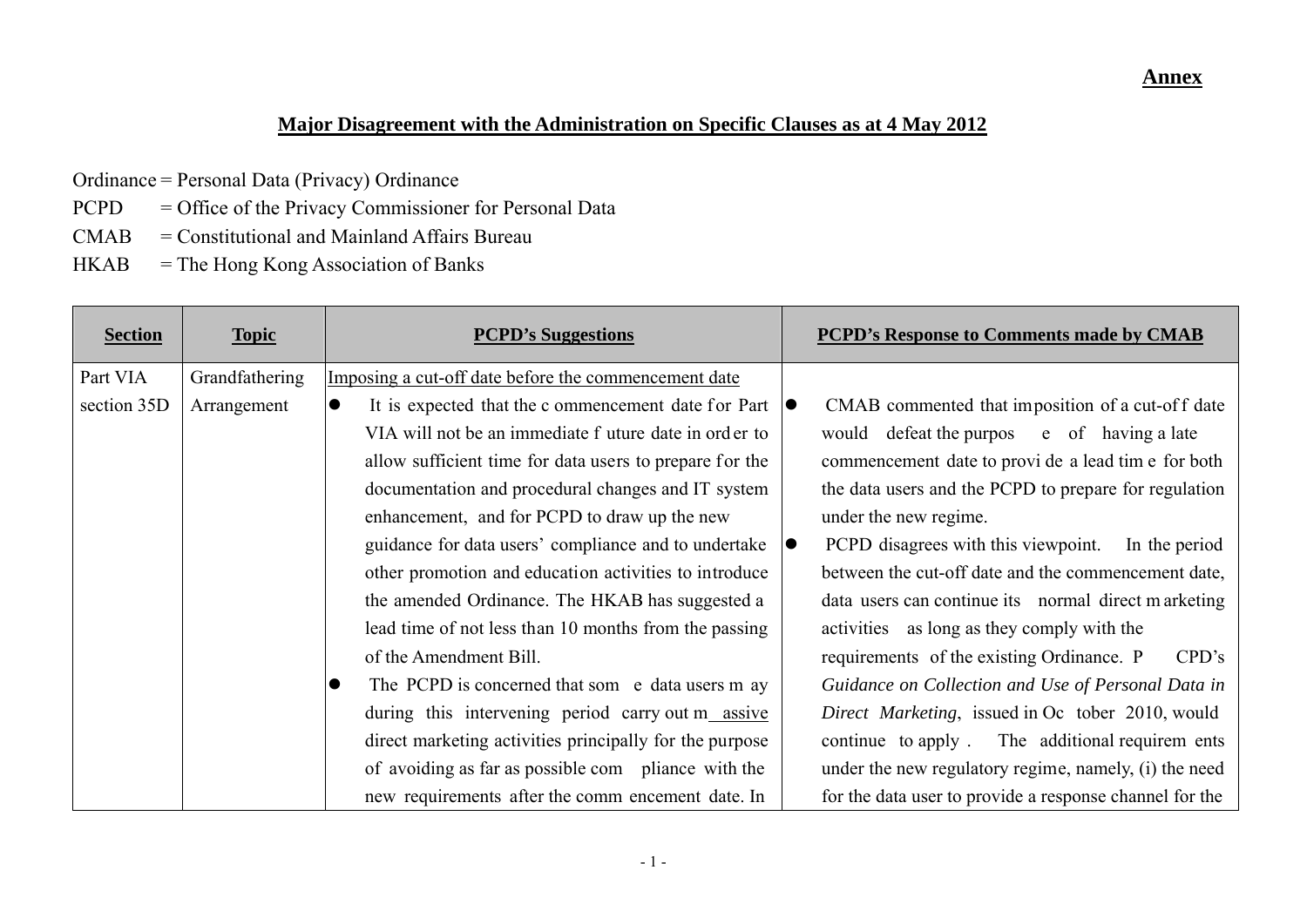**Annex**

**Major Disagreement with the Administration on Specific Clauses as at 4 May 2012**

Ordinance = Personal Data (Privacy) Ordinance

PCPD = Office of the Privacy Commissioner for Personal Data

CMAB = Constitutional and Mainland Affairs Bureau

HKAB = The Hong Kong Association of Banks

| Section | Topic | PCPD's Suggestions | PCPD's Response to Comments made by CMAB |
|---|---|---|---|
| Part VIA section 35D | Grandfathering Arrangement | Imposing a cut-off date before the commencement date<br>• It is expected that the commencement date for Part VIA will not be an immediate future date in order to allow sufficient time for data users to prepare for the documentation and procedural changes and IT system enhancement, and for PCPD to draw up the new guidance for data users' compliance and to undertake other promotion and education activities to introduce the amended Ordinance. The HKAB has suggested a lead time of not less than 10 months from the passing of the Amendment Bill.<br>• The PCPD is concerned that some data users may during this intervening period carry out massive direct marketing activities principally for the purpose of avoiding as far as possible compliance with the new requirements after the commencement date. In | • CMAB commented that imposition of a cut-off date would defeat the purpose of having a late commencement date to provide a lead time for both the data users and the PCPD to prepare for regulation under the new regime.<br>• PCPD disagrees with this viewpoint. In the period between the cut-off date and the commencement date, data users can continue its normal direct marketing activities as long as they comply with the requirements of the existing Ordinance. PCPD's *Guidance on Collection and Use of Personal Data in Direct Marketing*, issued in October 2010, would continue to apply. The additional requirements under the new regulatory regime, namely, (i) the need for the data user to provide a response channel for the |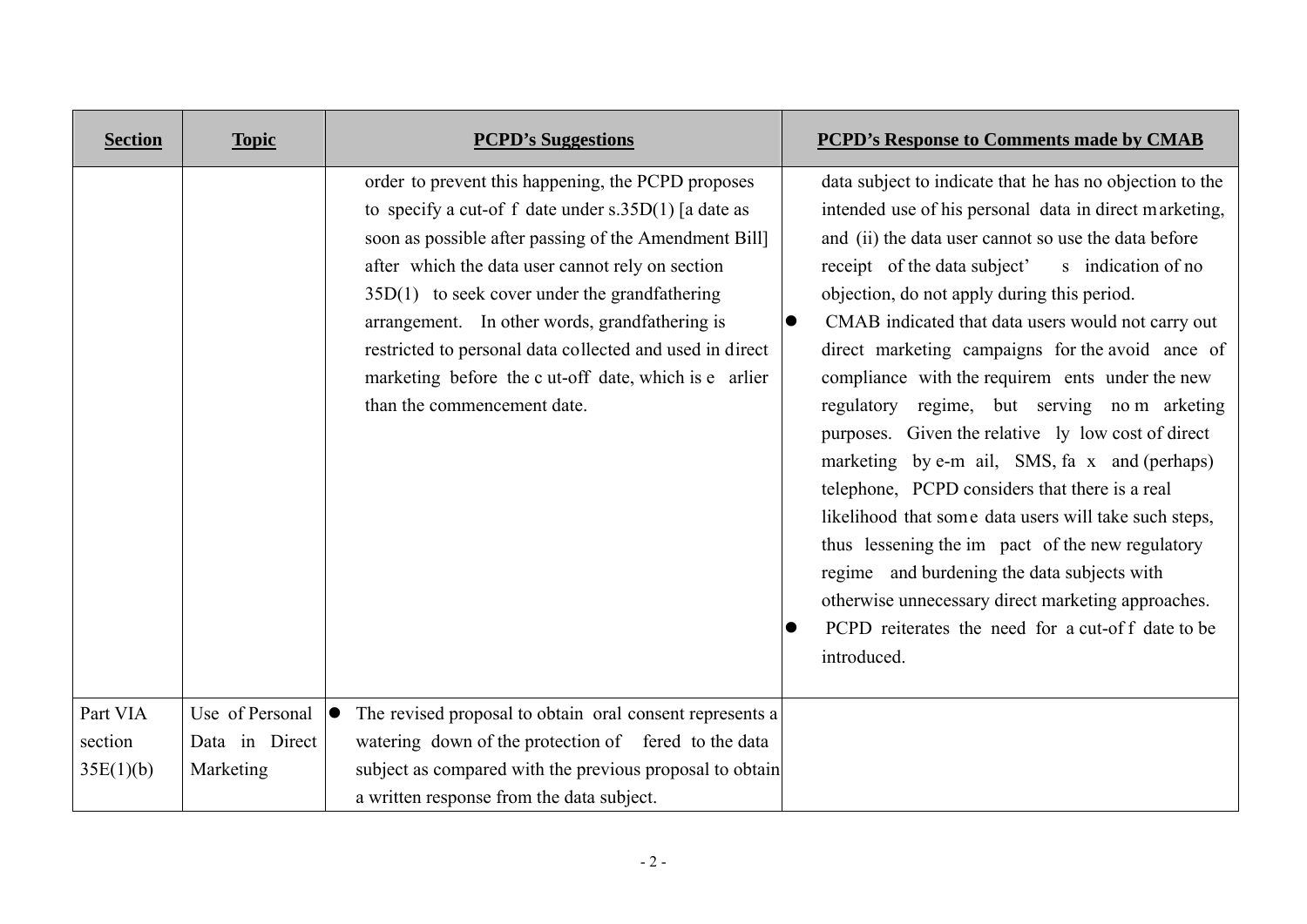| Section | Topic | PCPD's Suggestions | PCPD's Response to Comments made by CMAB |
|---|---|---|---|
| | | order to prevent this happening, the PCPD proposes to specify a cut-off date under s.35D(1) [a date as soon as possible after passing of the Amendment Bill] after which the data user cannot rely on section 35D(1) to seek cover under the grandfathering arrangement. In other words, grandfathering is restricted to personal data collected and used in direct marketing before the cut-off date, which is earlier than the commencement date. | data subject to indicate that he has no objection to the intended use of his personal data in direct marketing, and (ii) the data user cannot so use the data before receipt of the data subject's indication of no objection, do not apply during this period.<br>● CMAB indicated that data users would not carry out direct marketing campaigns for the avoidance of compliance with the requirements under the new regulatory regime, but serving no marketing purposes. Given the relatively low cost of direct marketing by e-mail, SMS, fax and (perhaps) telephone, PCPD considers that there is a real likelihood that some data users will take such steps, thus lessening the impact of the new regulatory regime and burdening the data subjects with otherwise unnecessary direct marketing approaches.<br>● PCPD reiterates the need for a cut-off date to be introduced. |
| Part VIA section 35E(1)(b) | Use of Personal Data in Direct Marketing | ● The revised proposal to obtain oral consent represents a watering down of the protection offered to the data subject as compared with the previous proposal to obtain a written response from the data subject. | |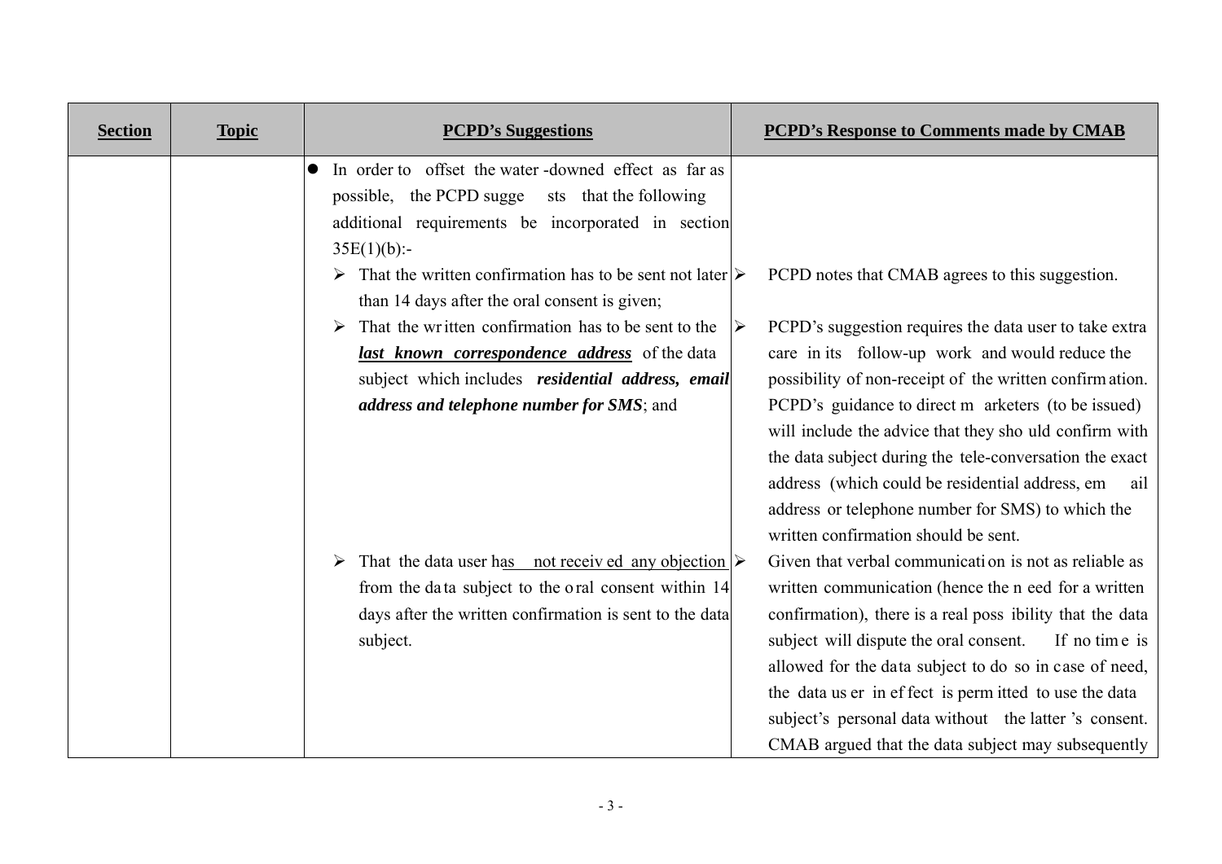| **Section** | **Topic** | **PCPD's Suggestions** | **PCPD's Response to Comments made by CMAB** |
|---|---|---|---|
| | | ● In order to offset the water-downed effect as far as possible, the PCPD suggests that the following additional requirements be incorporated in section 35E(1)(b):- | |
| | | ➢ That the written confirmation has to be sent not later than 14 days after the oral consent is given; | ➢ PCPD notes that CMAB agrees to this suggestion. |
| | | ➢ That the written confirmation has to be sent to the ***last known correspondence address*** of the data subject which includes ***residential address, email address and telephone number for SMS***; and | ➢ PCPD's suggestion requires the data user to take extra care in its follow-up work and would reduce the possibility of non-receipt of the written confirmation. PCPD's guidance to direct marketers (to be issued) will include the advice that they should confirm with the data subject during the tele-conversation the exact address (which could be residential address, email address or telephone number for SMS) to which the written confirmation should be sent. |
| | | ➢ That the data user has not received any objection from the data subject to the oral consent within 14 days after the written confirmation is sent to the data subject. | ➢ Given that verbal communication is not as reliable as written communication (hence the need for a written confirmation), there is a real possibility that the data subject will dispute the oral consent. If no time is allowed for the data subject to do so in case of need, the data user in effect is permitted to use the data subject's personal data without the latter's consent. CMAB argued that the data subject may subsequently |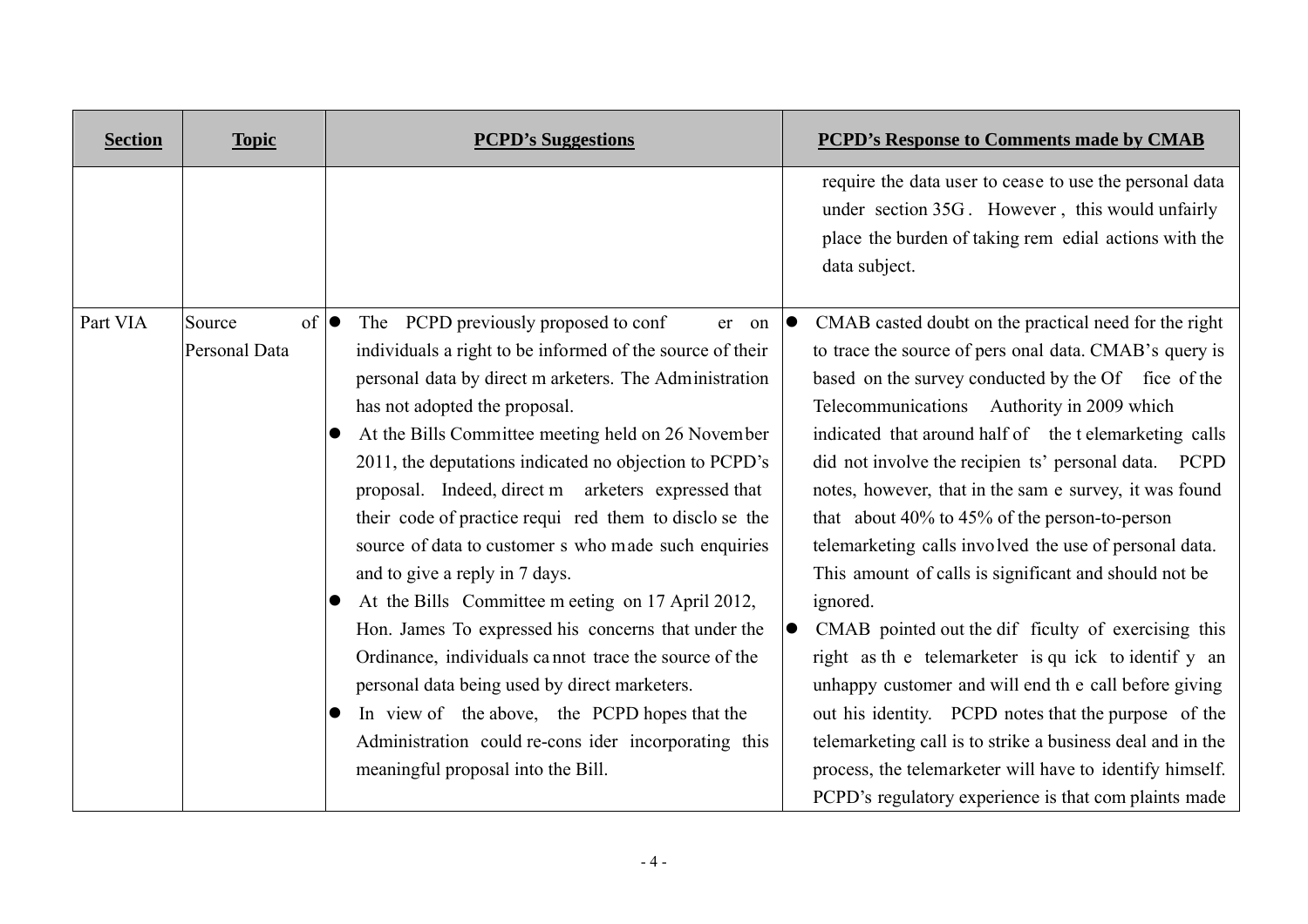| Section | Topic | PCPD's Suggestions | PCPD's Response to Comments made by CMAB |
|---|---|---|---|
| | | | require the data user to cease to use the personal data under section 35G. However, this would unfairly place the burden of taking remedial actions with the data subject. |
| Part VIA | Source of Personal Data | <ul><li>The PCPD previously proposed to confer on individuals a right to be informed of the source of their personal data by direct marketers. The Administration has not adopted the proposal.</li><li>At the Bills Committee meeting held on 26 November 2011, the deputations indicated no objection to PCPD's proposal. Indeed, direct marketers expressed that their code of practice required them to disclose the source of data to customers who made such enquiries and to give a reply in 7 days.</li><li>At the Bills Committee meeting on 17 April 2012, Hon. James To expressed his concerns that under the Ordinance, individuals cannot trace the source of the personal data being used by direct marketers.</li><li>In view of the above, the PCPD hopes that the Administration could re-consider incorporating this meaningful proposal into the Bill.</li></ul> | <ul><li>CMAB casted doubt on the practical need for the right to trace the source of personal data. CMAB's query is based on the survey conducted by the Office of the Telecommunications Authority in 2009 which indicated that around half of the telemarketing calls did not involve the recipients' personal data. PCPD notes, however, that in the same survey, it was found that about 40% to 45% of the person-to-person telemarketing calls involved the use of personal data. This amount of calls is significant and should not be ignored.</li><li>CMAB pointed out the difficulty of exercising this right as the telemarketer is quick to identify an unhappy customer and will end the call before giving out his identity. PCPD notes that the purpose of the telemarketing call is to strike a business deal and in the process, the telemarketer will have to identify himself. PCPD's regulatory experience is that complaints made</li></ul> |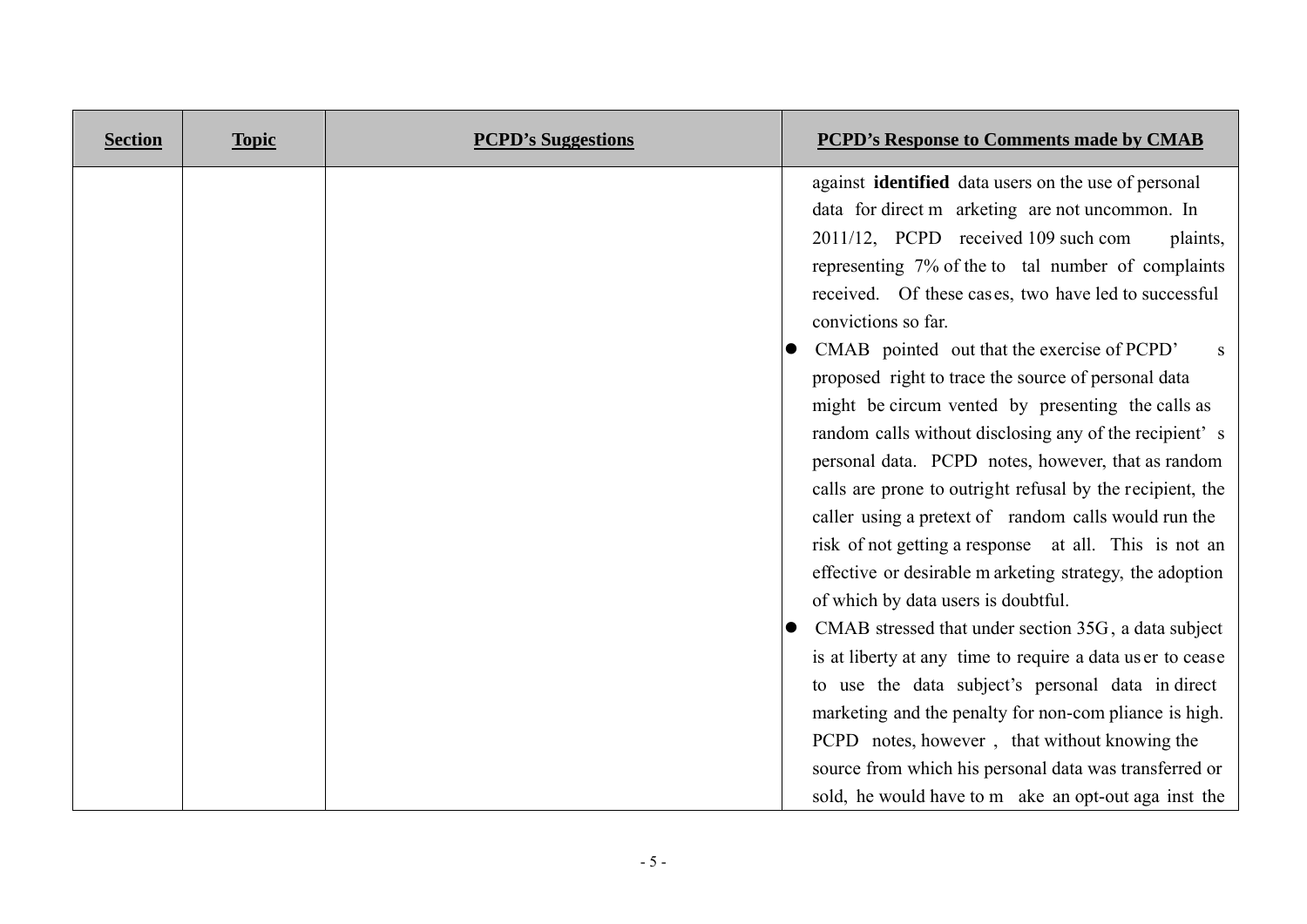| Section | Topic | PCPD's Suggestions | PCPD's Response to Comments made by CMAB |
|---|---|---|---|
| | | | against **identified** data users on the use of personal data for direct marketing are not uncommon. In 2011/12, PCPD received 109 such complaints, representing 7% of the total number of complaints received. Of these cases, two have led to successful convictions so far.<br>● CMAB pointed out that the exercise of PCPD's proposed right to trace the source of personal data might be circumvented by presenting the calls as random calls without disclosing any of the recipient's personal data. PCPD notes, however, that as random calls are prone to outright refusal by the recipient, the caller using a pretext of random calls would run the risk of not getting a response at all. This is not an effective or desirable marketing strategy, the adoption of which by data users is doubtful.<br>● CMAB stressed that under section 35G, a data subject is at liberty at any time to require a data user to cease to use the data subject's personal data in direct marketing and the penalty for non-compliance is high. PCPD notes, however, that without knowing the source from which his personal data was transferred or sold, he would have to make an opt-out against the |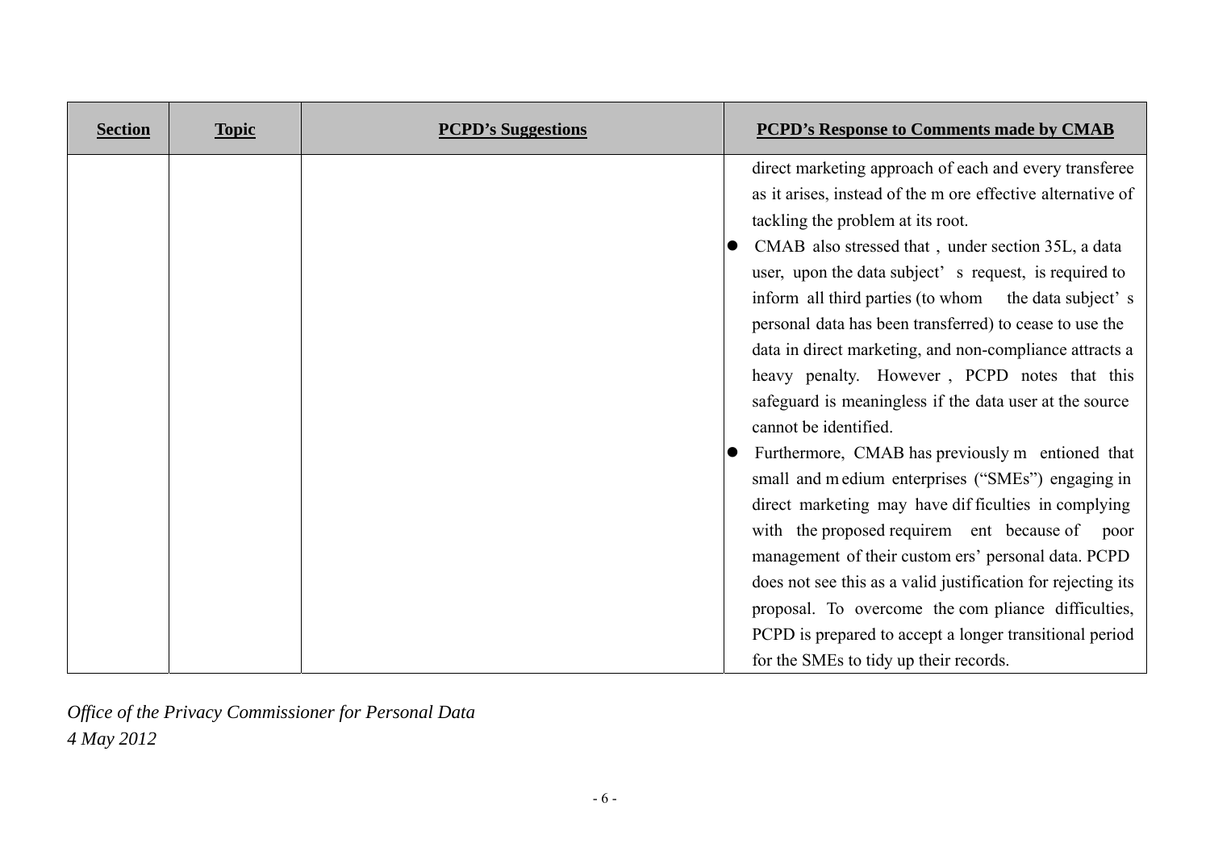| **Section** | **Topic** | **PCPD's Suggestions** | **PCPD's Response to Comments made by CMAB** |
|---|---|---|---|
| | | | direct marketing approach of each and every transferee as it arises, instead of the more effective alternative of tackling the problem at its root.<br>● CMAB also stressed that, under section 35L, a data user, upon the data subject's request, is required to inform all third parties (to whom the data subject's personal data has been transferred) to cease to use the data in direct marketing, and non-compliance attracts a heavy penalty. However, PCPD notes that this safeguard is meaningless if the data user at the source cannot be identified.<br>● Furthermore, CMAB has previously mentioned that small and medium enterprises ("SMEs") engaging in direct marketing may have difficulties in complying with the proposed requirement because of poor management of their customers' personal data. PCPD does not see this as a valid justification for rejecting its proposal. To overcome the compliance difficulties, PCPD is prepared to accept a longer transitional period for the SMEs to tidy up their records. |

*Office of the Privacy Commissioner for Personal Data*
*4 May 2012*